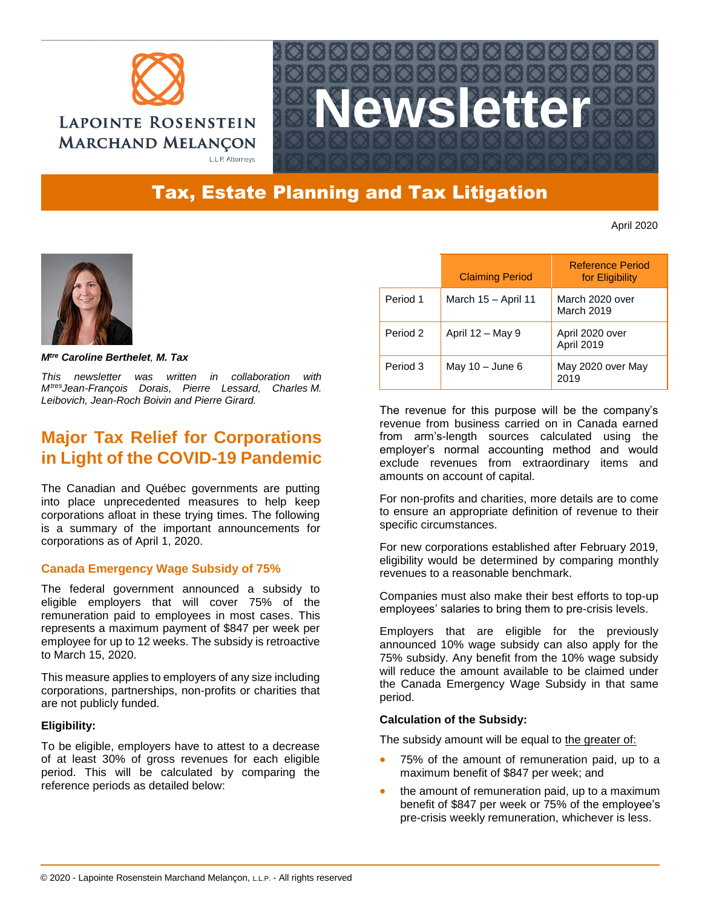Lapointe Rosenstein Marchand Melançon L.L.P. Attorneys

# Newsletter

## Tax, Estate Planning and Tax Litigation

April 2020

***M**tre* ***Caroline Berthelet, M. Tax***

*This newsletter was written in collaboration with Mtres Jean-François Dorais, Pierre Lessard, Charles M. Leibovich, Jean-Roch Boivin and Pierre Girard.*

## Major Tax Relief for Corporations in Light of the COVID-19 Pandemic

The Canadian and Québec governments are putting into place unprecedented measures to help keep corporations afloat in these trying times. The following is a summary of the important announcements for corporations as of April 1, 2020.

### Canada Emergency Wage Subsidy of 75%

The federal government announced a subsidy to eligible employers that will cover 75% of the remuneration paid to employees in most cases. This represents a maximum payment of $847 per week per employee for up to 12 weeks. The subsidy is retroactive to March 15, 2020.

This measure applies to employers of any size including corporations, partnerships, non-profits or charities that are not publicly funded.

**Eligibility:**

To be eligible, employers have to attest to a decrease of at least 30% of gross revenues for each eligible period. This will be calculated by comparing the reference periods as detailed below:

| | Claiming Period | Reference Period for Eligibility |
|---|---|---|
| Period 1 | March 15 – April 11 | March 2020 over March 2019 |
| Period 2 | April 12 – May 9 | April 2020 over April 2019 |
| Period 3 | May 10 – June 6 | May 2020 over May 2019 |

The revenue for this purpose will be the company's revenue from business carried on in Canada earned from arm's-length sources calculated using the employer's normal accounting method and would exclude revenues from extraordinary items and amounts on account of capital.

For non-profits and charities, more details are to come to ensure an appropriate definition of revenue to their specific circumstances.

For new corporations established after February 2019, eligibility would be determined by comparing monthly revenues to a reasonable benchmark.

Companies must also make their best efforts to top-up employees' salaries to bring them to pre-crisis levels.

Employers that are eligible for the previously announced 10% wage subsidy can also apply for the 75% subsidy. Any benefit from the 10% wage subsidy will reduce the amount available to be claimed under the Canada Emergency Wage Subsidy in that same period.

**Calculation of the Subsidy:**

The subsidy amount will be equal to the greater of:

- 75% of the amount of remuneration paid, up to a maximum benefit of $847 per week; and
- the amount of remuneration paid, up to a maximum benefit of $847 per week or 75% of the employee's pre-crisis weekly remuneration, whichever is less.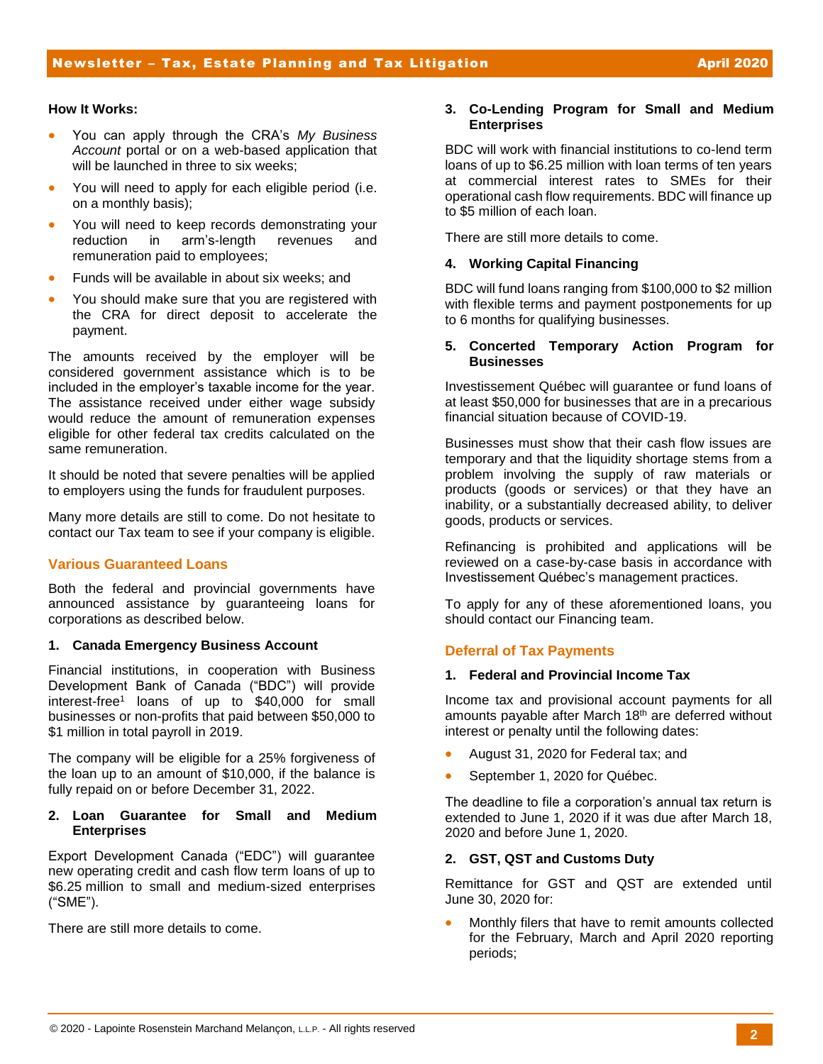**How It Works:**

- You can apply through the CRA's *My Business Account* portal or on a web-based application that will be launched in three to six weeks;
- You will need to apply for each eligible period (i.e. on a monthly basis);
- You will need to keep records demonstrating your reduction in arm's-length revenues and remuneration paid to employees;
- Funds will be available in about six weeks; and
- You should make sure that you are registered with the CRA for direct deposit to accelerate the payment.

The amounts received by the employer will be considered government assistance which is to be included in the employer's taxable income for the year. The assistance received under either wage subsidy would reduce the amount of remuneration expenses eligible for other federal tax credits calculated on the same remuneration.

It should be noted that severe penalties will be applied to employers using the funds for fraudulent purposes.

Many more details are still to come. Do not hesitate to contact our Tax team to see if your company is eligible.

## Various Guaranteed Loans

Both the federal and provincial governments have announced assistance by guaranteeing loans for corporations as described below.

### 1. Canada Emergency Business Account

Financial institutions, in cooperation with Business Development Bank of Canada ("BDC") will provide interest-free[1] loans of up to $40,000 for small businesses or non-profits that paid between $50,000 to $1 million in total payroll in 2019.

The company will be eligible for a 25% forgiveness of the loan up to an amount of $10,000, if the balance is fully repaid on or before December 31, 2022.

### 2. Loan Guarantee for Small and Medium Enterprises

Export Development Canada ("EDC") will guarantee new operating credit and cash flow term loans of up to $6.25 million to small and medium-sized enterprises ("SME").

There are still more details to come.

### 3. Co-Lending Program for Small and Medium Enterprises

BDC will work with financial institutions to co-lend term loans of up to $6.25 million with loan terms of ten years at commercial interest rates to SMEs for their operational cash flow requirements. BDC will finance up to $5 million of each loan.

There are still more details to come.

### 4. Working Capital Financing

BDC will fund loans ranging from $100,000 to $2 million with flexible terms and payment postponements for up to 6 months for qualifying businesses.

### 5. Concerted Temporary Action Program for Businesses

Investissement Québec will guarantee or fund loans of at least $50,000 for businesses that are in a precarious financial situation because of COVID-19.

Businesses must show that their cash flow issues are temporary and that the liquidity shortage stems from a problem involving the supply of raw materials or products (goods or services) or that they have an inability, or a substantially decreased ability, to deliver goods, products or services.

Refinancing is prohibited and applications will be reviewed on a case-by-case basis in accordance with Investissement Québec's management practices.

To apply for any of these aforementioned loans, you should contact our Financing team.

## Deferral of Tax Payments

### 1. Federal and Provincial Income Tax

Income tax and provisional account payments for all amounts payable after March 18th are deferred without interest or penalty until the following dates:

- August 31, 2020 for Federal tax; and
- September 1, 2020 for Québec.

The deadline to file a corporation's annual tax return is extended to June 1, 2020 if it was due after March 18, 2020 and before June 1, 2020.

### 2. GST, QST and Customs Duty

Remittance for GST and QST are extended until June 30, 2020 for:

- Monthly filers that have to remit amounts collected for the February, March and April 2020 reporting periods;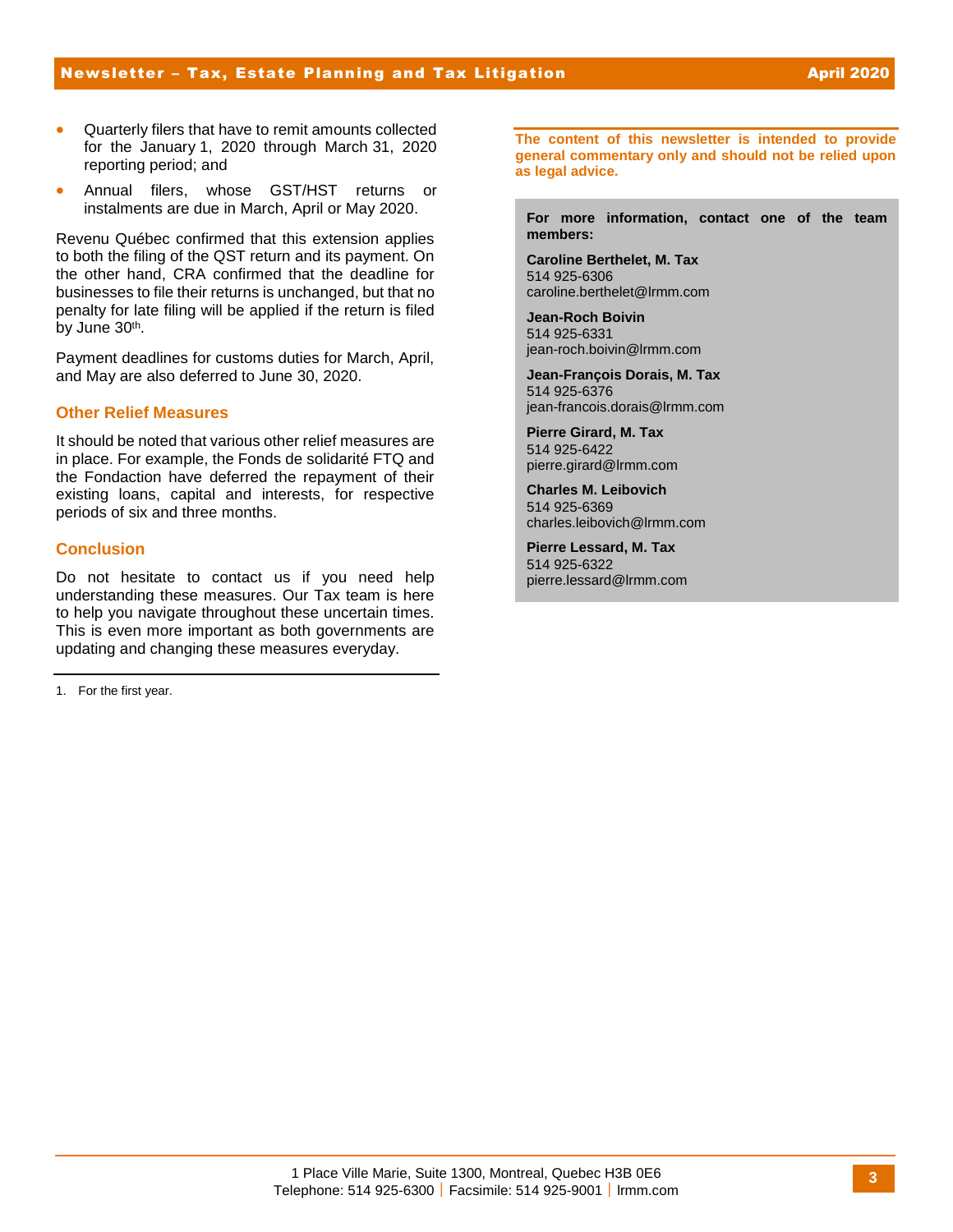- Quarterly filers that have to remit amounts collected for the January 1, 2020 through March 31, 2020 reporting period; and
- Annual filers, whose GST/HST returns or instalments are due in March, April or May 2020.

Revenu Québec confirmed that this extension applies to both the filing of the QST return and its payment. On the other hand, CRA confirmed that the deadline for businesses to file their returns is unchanged, but that no penalty for late filing will be applied if the return is filed by June 30th.

Payment deadlines for customs duties for March, April, and May are also deferred to June 30, 2020.

### Other Relief Measures

It should be noted that various other relief measures are in place. For example, the Fonds de solidarité FTQ and the Fondaction have deferred the repayment of their existing loans, capital and interests, for respective periods of six and three months.

### Conclusion

Do not hesitate to contact us if you need help understanding these measures. Our Tax team is here to help you navigate throughout these uncertain times. This is even more important as both governments are updating and changing these measures everyday.

1. For the first year.

**The content of this newsletter is intended to provide general commentary only and should not be relied upon as legal advice.**

**For more information, contact one of the team members:**

**Caroline Berthelet, M. Tax**
514 925-6306
caroline.berthelet@lrmm.com

**Jean-Roch Boivin**
514 925-6331
jean-roch.boivin@lrmm.com

**Jean-François Dorais, M. Tax**
514 925-6376
jean-francois.dorais@lrmm.com

**Pierre Girard, M. Tax**
514 925-6422
pierre.girard@lrmm.com

**Charles M. Leibovich**
514 925-6369
charles.leibovich@lrmm.com

**Pierre Lessard, M. Tax**
514 925-6322
pierre.lessard@lrmm.com

1 Place Ville Marie, Suite 1300, Montreal, Quebec H3B 0E6
Telephone: 514 925-6300 | Facsimile: 514 925-9001 | lrmm.com